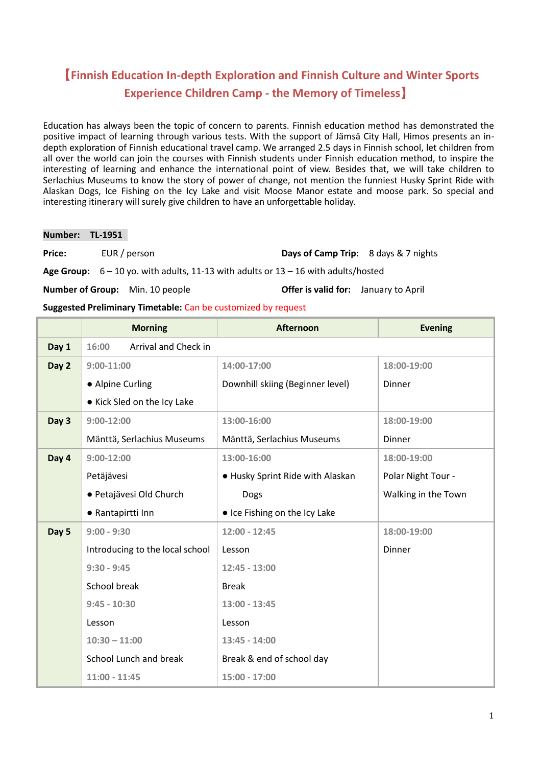# 【Finnish Education In-depth Exploration and Finnish Culture and Winter Sports Experience Children Camp - the Memory of Timeless】

Education has always been the topic of concern to parents. Finnish education method has demonstrated the positive impact of learning through various tests. With the support of Jämsä City Hall, Himos presents an in-depth exploration of Finnish educational travel camp. We arranged 2.5 days in Finnish school, let children from all over the world can join the courses with Finnish students under Finnish education method, to inspire the interesting of learning and enhance the international point of view. Besides that, we will take children to Serlachius Museums to know the story of power of change, not mention the funniest Husky Sprint Ride with Alaskan Dogs, Ice Fishing on the Icy Lake and visit Moose Manor estate and moose park. So special and interesting itinerary will surely give children to have an unforgettable holiday.

**Number: TL-1951**

**Price:** EUR / person **Days of Camp Trip:** 8 days & 7 nights

**Age Group:** 6 – 10 yo. with adults, 11-13 with adults or 13 – 16 with adults/hosted

**Number of Group:** Min. 10 people **Offer is valid for:** January to April

**Suggested Preliminary Timetable:** Can be customized by request

| | Morning | Afternoon | Evening |
|---|---|---|---|
| **Day 1** | 16:00 Arrival and Check in | | |
| **Day 2** | 9:00-11:00<br>● Alpine Curling<br>● Kick Sled on the Icy Lake | 14:00-17:00<br>Downhill skiing (Beginner level) | 18:00-19:00<br>Dinner |
| **Day 3** | 9:00-12:00<br>Mänttä, Serlachius Museums | 13:00-16:00<br>Mänttä, Serlachius Museums | 18:00-19:00<br>Dinner |
| **Day 4** | 9:00-12:00<br>Petäjävesi<br>● Petajävesi Old Church<br>● Rantapirtti Inn | 13:00-16:00<br>● Husky Sprint Ride with Alaskan Dogs<br>● Ice Fishing on the Icy Lake | 18:00-19:00<br>Polar Night Tour - Walking in the Town |
| **Day 5** | 9:00 - 9:30<br>Introducing to the local school<br>9:30 - 9:45<br>School break<br>9:45 - 10:30<br>Lesson<br>10:30 – 11:00<br>School Lunch and break<br>11:00 - 11:45 | 12:00 - 12:45<br>Lesson<br>12:45 - 13:00<br>Break<br>13:00 - 13:45<br>Lesson<br>13:45 - 14:00<br>Break & end of school day<br>15:00 - 17:00 | 18:00-19:00<br>Dinner |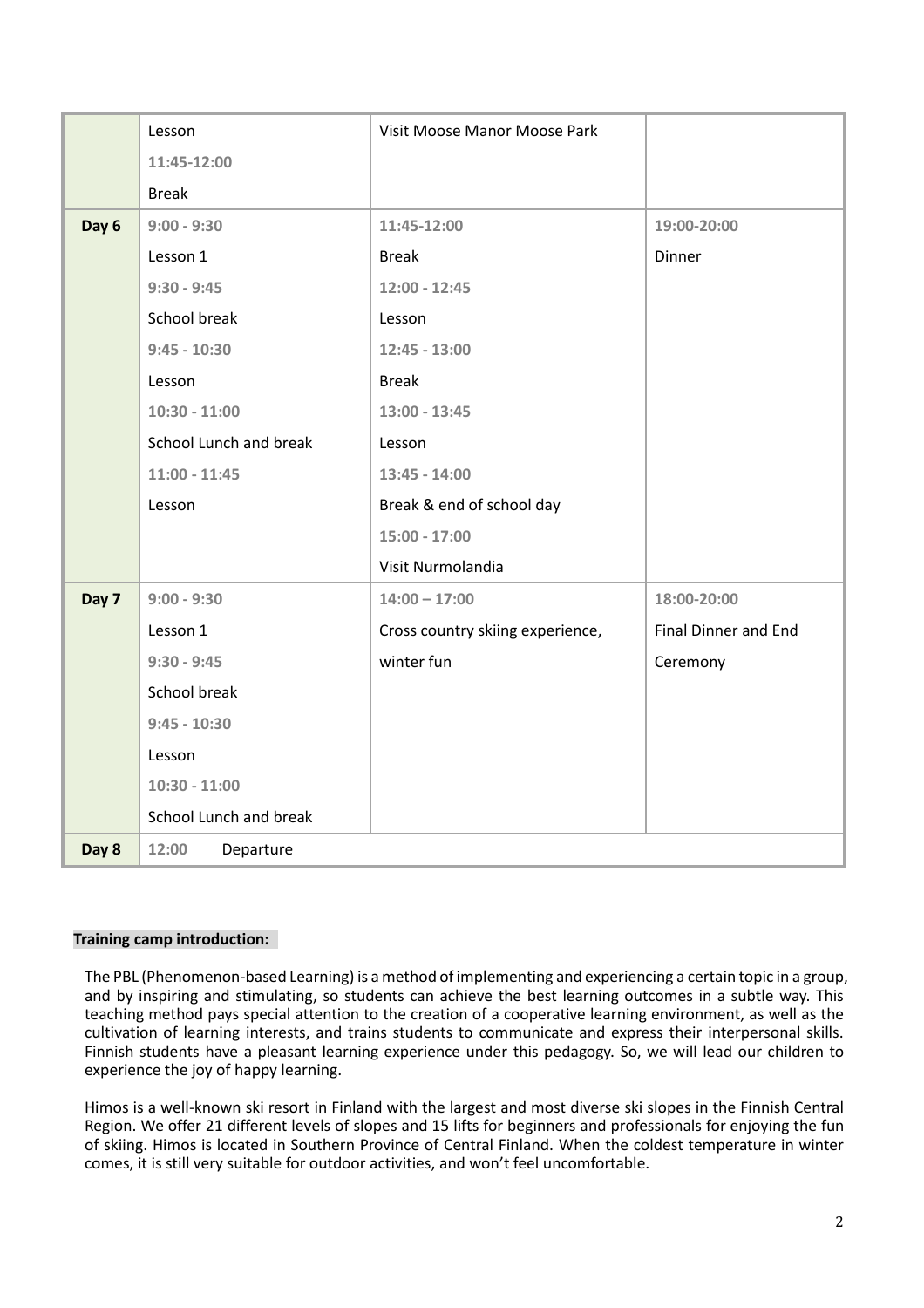| | | | |
|---|---|---|---|
| | Lesson<br>**11:45-12:00**<br>Break | Visit Moose Manor Moose Park | |
| **Day 6** | **9:00 - 9:30**<br>Lesson 1<br>**9:30 - 9:45**<br>School break<br>**9:45 - 10:30**<br>Lesson<br>**10:30 - 11:00**<br>School Lunch and break<br>**11:00 - 11:45**<br>Lesson | **11:45-12:00**<br>Break<br>**12:00 - 12:45**<br>Lesson<br>**12:45 - 13:00**<br>Break<br>**13:00 - 13:45**<br>Lesson<br>**13:45 - 14:00**<br>Break & end of school day<br>**15:00 - 17:00**<br>Visit Nurmolandia | **19:00-20:00**<br>Dinner |
| **Day 7** | **9:00 - 9:30**<br>Lesson 1<br>**9:30 - 9:45**<br>School break<br>**9:45 - 10:30**<br>Lesson<br>**10:30 - 11:00**<br>School Lunch and break | **14:00 – 17:00**<br>Cross country skiing experience, winter fun | **18:00-20:00**<br>Final Dinner and End Ceremony |
| **Day 8** | **12:00** Departure | | |

**Training camp introduction:**

The PBL (Phenomenon-based Learning) is a method of implementing and experiencing a certain topic in a group, and by inspiring and stimulating, so students can achieve the best learning outcomes in a subtle way. This teaching method pays special attention to the creation of a cooperative learning environment, as well as the cultivation of learning interests, and trains students to communicate and express their interpersonal skills. Finnish students have a pleasant learning experience under this pedagogy. So, we will lead our children to experience the joy of happy learning.

Himos is a well-known ski resort in Finland with the largest and most diverse ski slopes in the Finnish Central Region. We offer 21 different levels of slopes and 15 lifts for beginners and professionals for enjoying the fun of skiing. Himos is located in Southern Province of Central Finland. When the coldest temperature in winter comes, it is still very suitable for outdoor activities, and won't feel uncomfortable.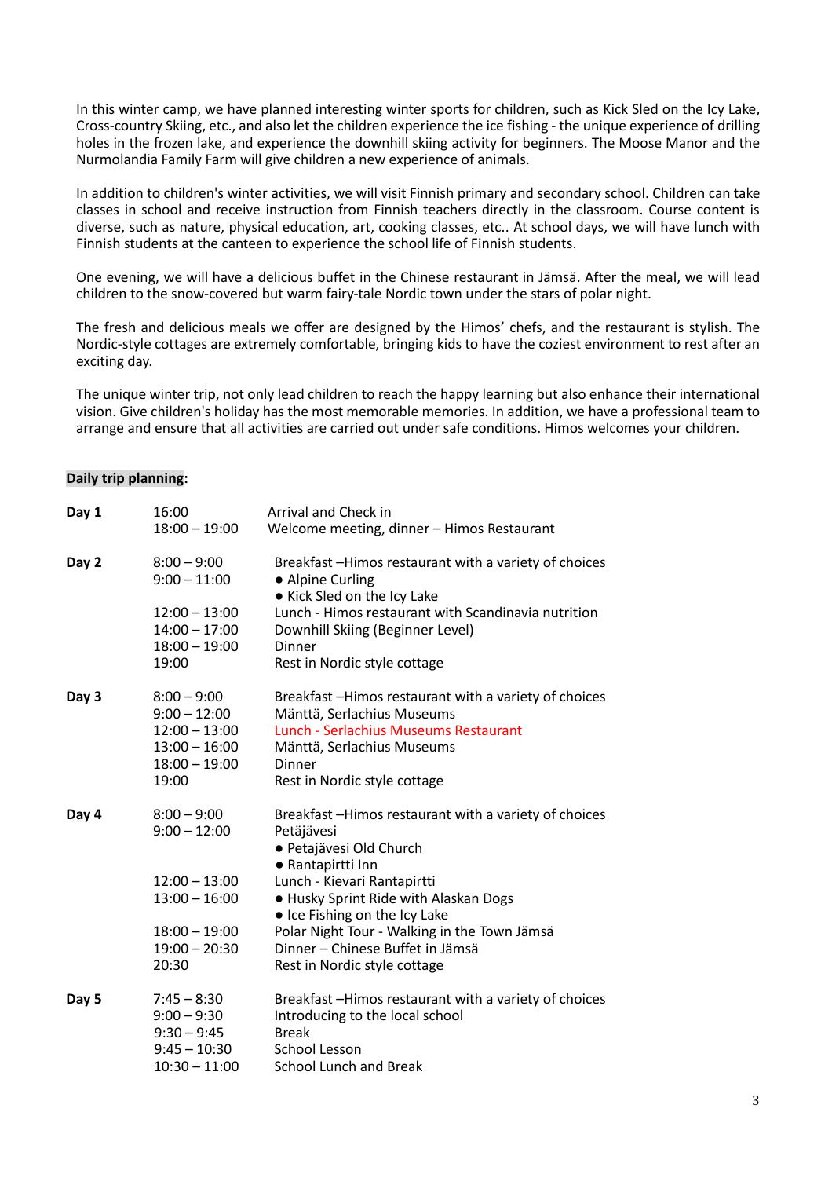In this winter camp, we have planned interesting winter sports for children, such as Kick Sled on the Icy Lake, Cross-country Skiing, etc., and also let the children experience the ice fishing - the unique experience of drilling holes in the frozen lake, and experience the downhill skiing activity for beginners. The Moose Manor and the Nurmolandia Family Farm will give children a new experience of animals.

In addition to children's winter activities, we will visit Finnish primary and secondary school. Children can take classes in school and receive instruction from Finnish teachers directly in the classroom. Course content is diverse, such as nature, physical education, art, cooking classes, etc.. At school days, we will have lunch with Finnish students at the canteen to experience the school life of Finnish students.

One evening, we will have a delicious buffet in the Chinese restaurant in Jämsä. After the meal, we will lead children to the snow-covered but warm fairy-tale Nordic town under the stars of polar night.

The fresh and delicious meals we offer are designed by the Himos' chefs, and the restaurant is stylish. The Nordic-style cottages are extremely comfortable, bringing kids to have the coziest environment to rest after an exciting day.

The unique winter trip, not only lead children to reach the happy learning but also enhance their international vision. Give children's holiday has the most memorable memories. In addition, we have a professional team to arrange and ensure that all activities are carried out under safe conditions. Himos welcomes your children.

**Daily trip planning:**

| Day | Time | Activity |
|---|---|---|
| **Day 1** | 16:00 | Arrival and Check in |
| | 18:00 – 19:00 | Welcome meeting, dinner – Himos Restaurant |
| **Day 2** | 8:00 – 9:00 | Breakfast –Himos restaurant with a variety of choices |
| | 9:00 – 11:00 | ● Alpine Curling<br>● Kick Sled on the Icy Lake |
| | 12:00 – 13:00 | Lunch - Himos restaurant with Scandinavia nutrition |
| | 14:00 – 17:00 | Downhill Skiing (Beginner Level) |
| | 18:00 – 19:00 | Dinner |
| | 19:00 | Rest in Nordic style cottage |
| **Day 3** | 8:00 – 9:00 | Breakfast –Himos restaurant with a variety of choices |
| | 9:00 – 12:00 | Mänttä, Serlachius Museums |
| | 12:00 – 13:00 | Lunch - Serlachius Museums Restaurant |
| | 13:00 – 16:00 | Mänttä, Serlachius Museums |
| | 18:00 – 19:00 | Dinner |
| | 19:00 | Rest in Nordic style cottage |
| **Day 4** | 8:00 – 9:00 | Breakfast –Himos restaurant with a variety of choices |
| | 9:00 – 12:00 | Petäjävesi<br>● Petajävesi Old Church<br>● Rantapirtti Inn |
| | 12:00 – 13:00 | Lunch - Kievari Rantapirtti |
| | 13:00 – 16:00 | ● Husky Sprint Ride with Alaskan Dogs<br>● Ice Fishing on the Icy Lake |
| | 18:00 – 19:00 | Polar Night Tour - Walking in the Town Jämsä |
| | 19:00 – 20:30 | Dinner – Chinese Buffet in Jämsä |
| | 20:30 | Rest in Nordic style cottage |
| **Day 5** | 7:45 – 8:30 | Breakfast –Himos restaurant with a variety of choices |
| | 9:00 – 9:30 | Introducing to the local school |
| | 9:30 – 9:45 | Break |
| | 9:45 – 10:30 | School Lesson |
| | 10:30 – 11:00 | School Lunch and Break |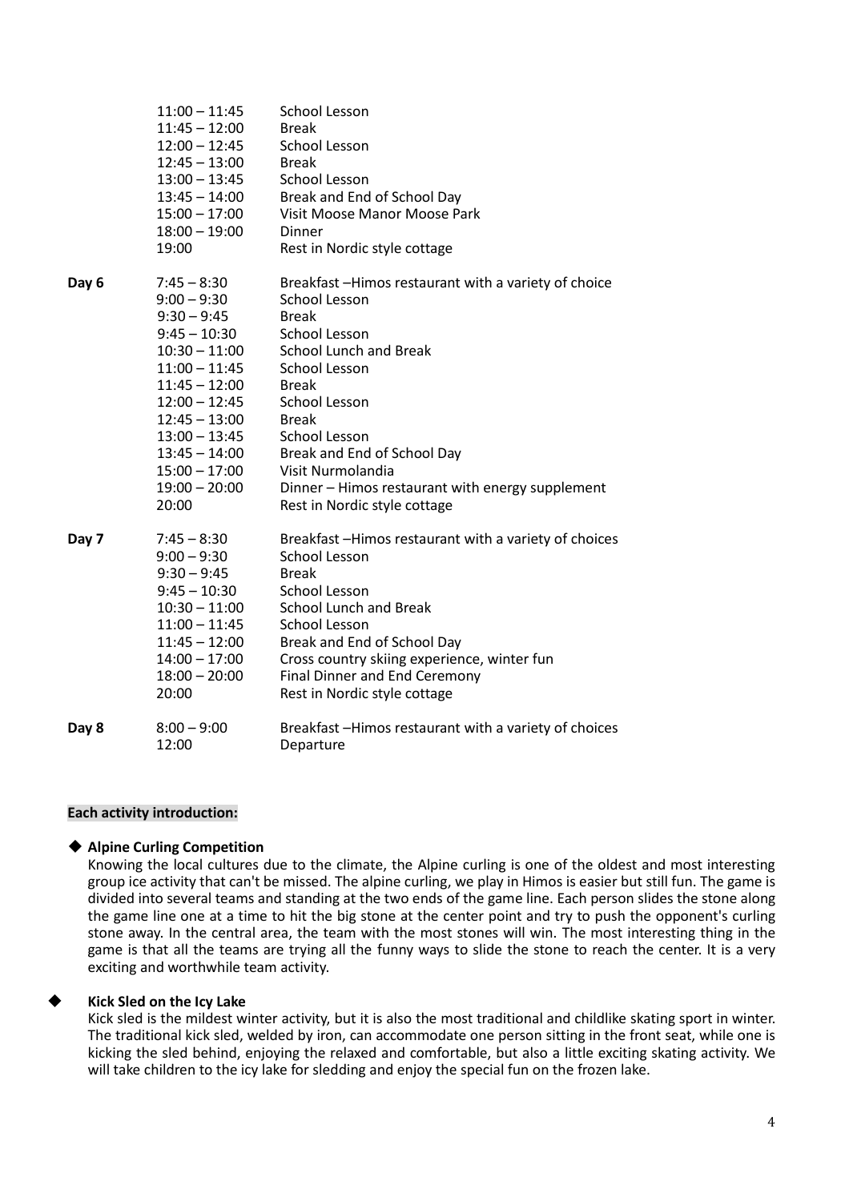| | | |
|---|---|---|
| | 11:00 – 11:45 | School Lesson |
| | 11:45 – 12:00 | Break |
| | 12:00 – 12:45 | School Lesson |
| | 12:45 – 13:00 | Break |
| | 13:00 – 13:45 | School Lesson |
| | 13:45 – 14:00 | Break and End of School Day |
| | 15:00 – 17:00 | Visit Moose Manor Moose Park |
| | 18:00 – 19:00 | Dinner |
| | 19:00 | Rest in Nordic style cottage |
| **Day 6** | 7:45 – 8:30 | Breakfast –Himos restaurant with a variety of choice |
| | 9:00 – 9:30 | School Lesson |
| | 9:30 – 9:45 | Break |
| | 9:45 – 10:30 | School Lesson |
| | 10:30 – 11:00 | School Lunch and Break |
| | 11:00 – 11:45 | School Lesson |
| | 11:45 – 12:00 | Break |
| | 12:00 – 12:45 | School Lesson |
| | 12:45 – 13:00 | Break |
| | 13:00 – 13:45 | School Lesson |
| | 13:45 – 14:00 | Break and End of School Day |
| | 15:00 – 17:00 | Visit Nurmolandia |
| | 19:00 – 20:00 | Dinner – Himos restaurant with energy supplement |
| | 20:00 | Rest in Nordic style cottage |
| **Day 7** | 7:45 – 8:30 | Breakfast –Himos restaurant with a variety of choices |
| | 9:00 – 9:30 | School Lesson |
| | 9:30 – 9:45 | Break |
| | 9:45 – 10:30 | School Lesson |
| | 10:30 – 11:00 | School Lunch and Break |
| | 11:00 – 11:45 | School Lesson |
| | 11:45 – 12:00 | Break and End of School Day |
| | 14:00 – 17:00 | Cross country skiing experience, winter fun |
| | 18:00 – 20:00 | Final Dinner and End Ceremony |
| | 20:00 | Rest in Nordic style cottage |
| **Day 8** | 8:00 – 9:00 | Breakfast –Himos restaurant with a variety of choices |
| | 12:00 | Departure |

**Each activity introduction:**

◆ **Alpine Curling Competition**

Knowing the local cultures due to the climate, the Alpine curling is one of the oldest and most interesting group ice activity that can't be missed. The alpine curling, we play in Himos is easier but still fun. The game is divided into several teams and standing at the two ends of the game line. Each person slides the stone along the game line one at a time to hit the big stone at the center point and try to push the opponent's curling stone away. In the central area, the team with the most stones will win. The most interesting thing in the game is that all the teams are trying all the funny ways to slide the stone to reach the center. It is a very exciting and worthwhile team activity.

◆ **Kick Sled on the Icy Lake**

Kick sled is the mildest winter activity, but it is also the most traditional and childlike skating sport in winter. The traditional kick sled, welded by iron, can accommodate one person sitting in the front seat, while one is kicking the sled behind, enjoying the relaxed and comfortable, but also a little exciting skating activity. We will take children to the icy lake for sledding and enjoy the special fun on the frozen lake.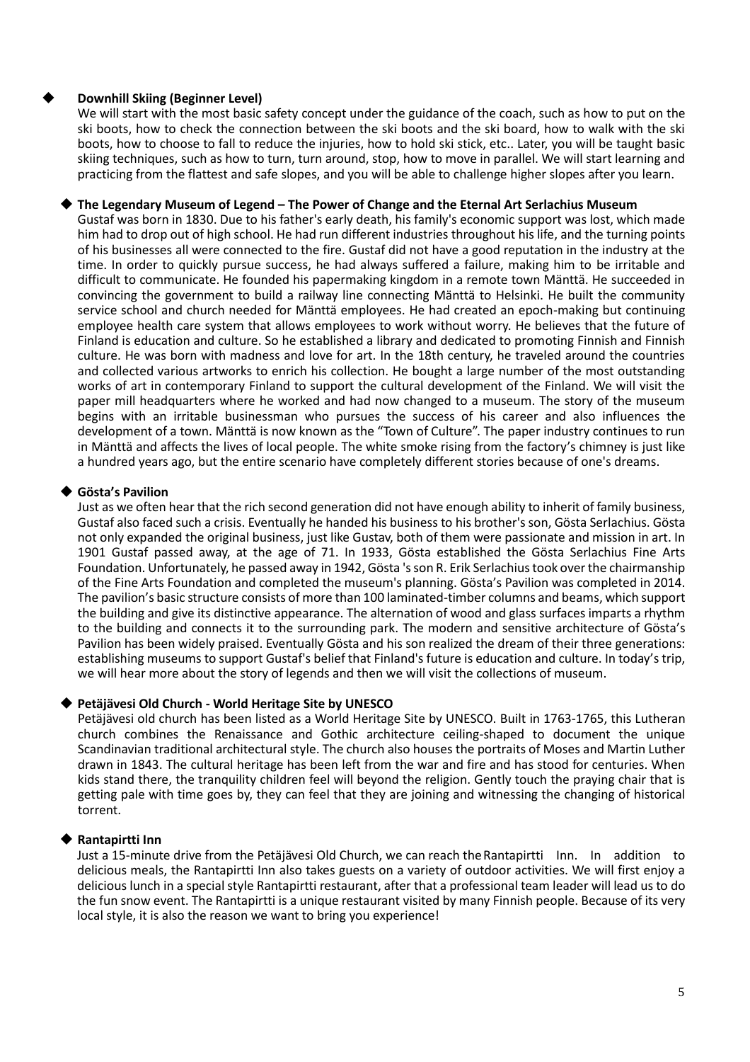- **Downhill Skiing (Beginner Level)**

  We will start with the most basic safety concept under the guidance of the coach, such as how to put on the ski boots, how to check the connection between the ski boots and the ski board, how to walk with the ski boots, how to choose to fall to reduce the injuries, how to hold ski stick, etc.. Later, you will be taught basic skiing techniques, such as how to turn, turn around, stop, how to move in parallel. We will start learning and practicing from the flattest and safe slopes, and you will be able to challenge higher slopes after you learn.

- **The Legendary Museum of Legend – The Power of Change and the Eternal Art Serlachius Museum**

  Gustaf was born in 1830. Due to his father's early death, his family's economic support was lost, which made him had to drop out of high school. He had run different industries throughout his life, and the turning points of his businesses all were connected to the fire. Gustaf did not have a good reputation in the industry at the time. In order to quickly pursue success, he had always suffered a failure, making him to be irritable and difficult to communicate. He founded his papermaking kingdom in a remote town Mänttä. He succeeded in convincing the government to build a railway line connecting Mänttä to Helsinki. He built the community service school and church needed for Mänttä employees. He had created an epoch-making but continuing employee health care system that allows employees to work without worry. He believes that the future of Finland is education and culture. So he established a library and dedicated to promoting Finnish and Finnish culture. He was born with madness and love for art. In the 18th century, he traveled around the countries and collected various artworks to enrich his collection. He bought a large number of the most outstanding works of art in contemporary Finland to support the cultural development of the Finland. We will visit the paper mill headquarters where he worked and had now changed to a museum. The story of the museum begins with an irritable businessman who pursues the success of his career and also influences the development of a town. Mänttä is now known as the "Town of Culture". The paper industry continues to run in Mänttä and affects the lives of local people. The white smoke rising from the factory's chimney is just like a hundred years ago, but the entire scenario have completely different stories because of one's dreams.

- **Gösta's Pavilion**

  Just as we often hear that the rich second generation did not have enough ability to inherit of family business, Gustaf also faced such a crisis. Eventually he handed his business to his brother's son, Gösta Serlachius. Gösta not only expanded the original business, just like Gustav, both of them were passionate and mission in art. In 1901 Gustaf passed away, at the age of 71. In 1933, Gösta established the Gösta Serlachius Fine Arts Foundation. Unfortunately, he passed away in 1942, Gösta 's son R. Erik Serlachius took over the chairmanship of the Fine Arts Foundation and completed the museum's planning. Gösta's Pavilion was completed in 2014. The pavilion's basic structure consists of more than 100 laminated-timber columns and beams, which support the building and give its distinctive appearance. The alternation of wood and glass surfaces imparts a rhythm to the building and connects it to the surrounding park. The modern and sensitive architecture of Gösta's Pavilion has been widely praised. Eventually Gösta and his son realized the dream of their three generations: establishing museums to support Gustaf's belief that Finland's future is education and culture. In today's trip, we will hear more about the story of legends and then we will visit the collections of museum.

- **Petäjävesi Old Church - World Heritage Site by UNESCO**

  Petäjävesi old church has been listed as a World Heritage Site by UNESCO. Built in 1763-1765, this Lutheran church combines the Renaissance and Gothic architecture ceiling-shaped to document the unique Scandinavian traditional architectural style. The church also houses the portraits of Moses and Martin Luther drawn in 1843. The cultural heritage has been left from the war and fire and has stood for centuries. When kids stand there, the tranquility children feel will beyond the religion. Gently touch the praying chair that is getting pale with time goes by, they can feel that they are joining and witnessing the changing of historical torrent.

- **Rantapirtti Inn**

  Just a 15-minute drive from the Petäjävesi Old Church, we can reach the Rantapirtti Inn. In addition to delicious meals, the Rantapirtti Inn also takes guests on a variety of outdoor activities. We will first enjoy a delicious lunch in a special style Rantapirtti restaurant, after that a professional team leader will lead us to do the fun snow event. The Rantapirtti is a unique restaurant visited by many Finnish people. Because of its very local style, it is also the reason we want to bring you experience!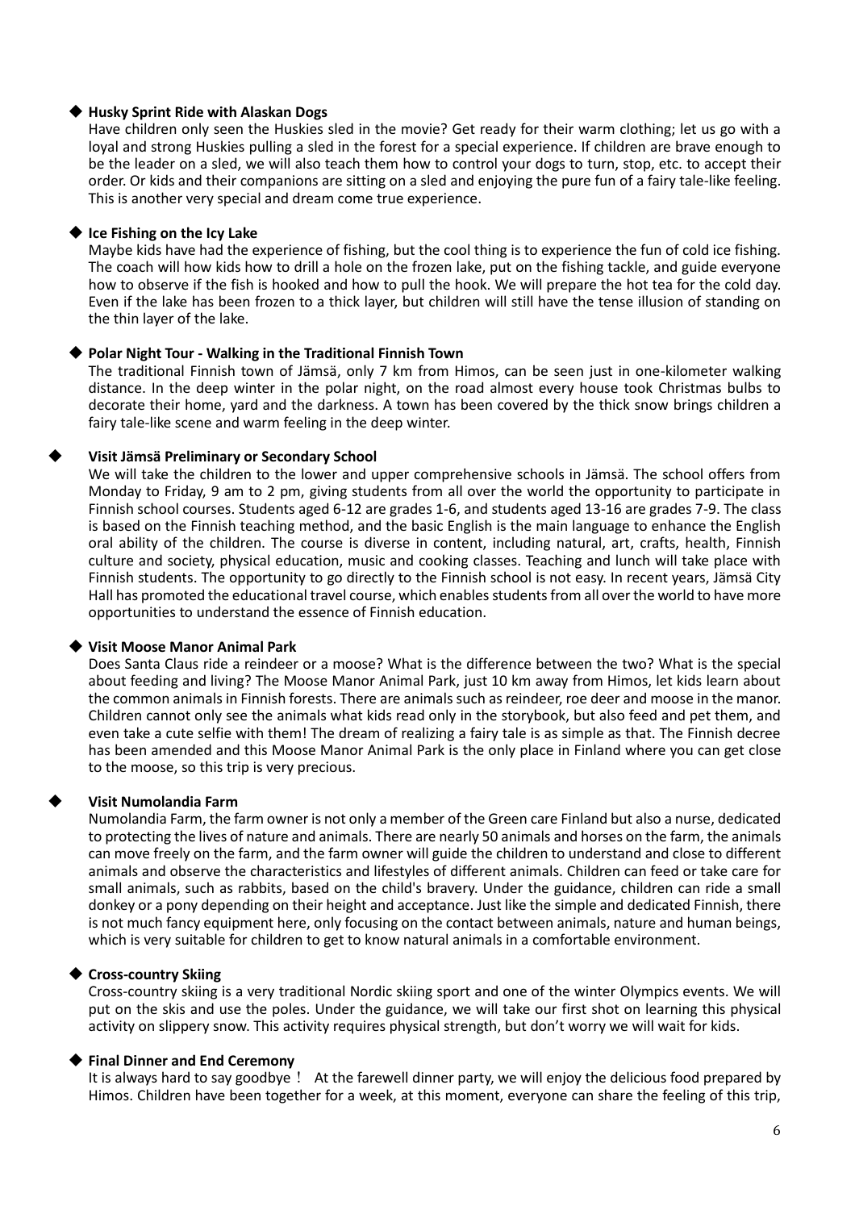◆ **Husky Sprint Ride with Alaskan Dogs**

Have children only seen the Huskies sled in the movie? Get ready for their warm clothing; let us go with a loyal and strong Huskies pulling a sled in the forest for a special experience. If children are brave enough to be the leader on a sled, we will also teach them how to control your dogs to turn, stop, etc. to accept their order. Or kids and their companions are sitting on a sled and enjoying the pure fun of a fairy tale-like feeling. This is another very special and dream come true experience.

◆ **Ice Fishing on the Icy Lake**

Maybe kids have had the experience of fishing, but the cool thing is to experience the fun of cold ice fishing. The coach will how kids how to drill a hole on the frozen lake, put on the fishing tackle, and guide everyone how to observe if the fish is hooked and how to pull the hook. We will prepare the hot tea for the cold day. Even if the lake has been frozen to a thick layer, but children will still have the tense illusion of standing on the thin layer of the lake.

◆ **Polar Night Tour - Walking in the Traditional Finnish Town**

The traditional Finnish town of Jämsä, only 7 km from Himos, can be seen just in one-kilometer walking distance. In the deep winter in the polar night, on the road almost every house took Christmas bulbs to decorate their home, yard and the darkness. A town has been covered by the thick snow brings children a fairy tale-like scene and warm feeling in the deep winter.

◆ **Visit Jämsä Preliminary or Secondary School**

We will take the children to the lower and upper comprehensive schools in Jämsä. The school offers from Monday to Friday, 9 am to 2 pm, giving students from all over the world the opportunity to participate in Finnish school courses. Students aged 6-12 are grades 1-6, and students aged 13-16 are grades 7-9. The class is based on the Finnish teaching method, and the basic English is the main language to enhance the English oral ability of the children. The course is diverse in content, including natural, art, crafts, health, Finnish culture and society, physical education, music and cooking classes. Teaching and lunch will take place with Finnish students. The opportunity to go directly to the Finnish school is not easy. In recent years, Jämsä City Hall has promoted the educational travel course, which enables students from all over the world to have more opportunities to understand the essence of Finnish education.

◆ **Visit Moose Manor Animal Park**

Does Santa Claus ride a reindeer or a moose? What is the difference between the two? What is the special about feeding and living? The Moose Manor Animal Park, just 10 km away from Himos, let kids learn about the common animals in Finnish forests. There are animals such as reindeer, roe deer and moose in the manor. Children cannot only see the animals what kids read only in the storybook, but also feed and pet them, and even take a cute selfie with them! The dream of realizing a fairy tale is as simple as that. The Finnish decree has been amended and this Moose Manor Animal Park is the only place in Finland where you can get close to the moose, so this trip is very precious.

◆ **Visit Numolandia Farm**

Numolandia Farm, the farm owner is not only a member of the Green care Finland but also a nurse, dedicated to protecting the lives of nature and animals. There are nearly 50 animals and horses on the farm, the animals can move freely on the farm, and the farm owner will guide the children to understand and close to different animals and observe the characteristics and lifestyles of different animals. Children can feed or take care for small animals, such as rabbits, based on the child's bravery. Under the guidance, children can ride a small donkey or a pony depending on their height and acceptance. Just like the simple and dedicated Finnish, there is not much fancy equipment here, only focusing on the contact between animals, nature and human beings, which is very suitable for children to get to know natural animals in a comfortable environment.

◆ **Cross-country Skiing**

Cross-country skiing is a very traditional Nordic skiing sport and one of the winter Olympics events. We will put on the skis and use the poles. Under the guidance, we will take our first shot on learning this physical activity on slippery snow. This activity requires physical strength, but don't worry we will wait for kids.

◆ **Final Dinner and End Ceremony**

It is always hard to say goodbye！ At the farewell dinner party, we will enjoy the delicious food prepared by Himos. Children have been together for a week, at this moment, everyone can share the feeling of this trip,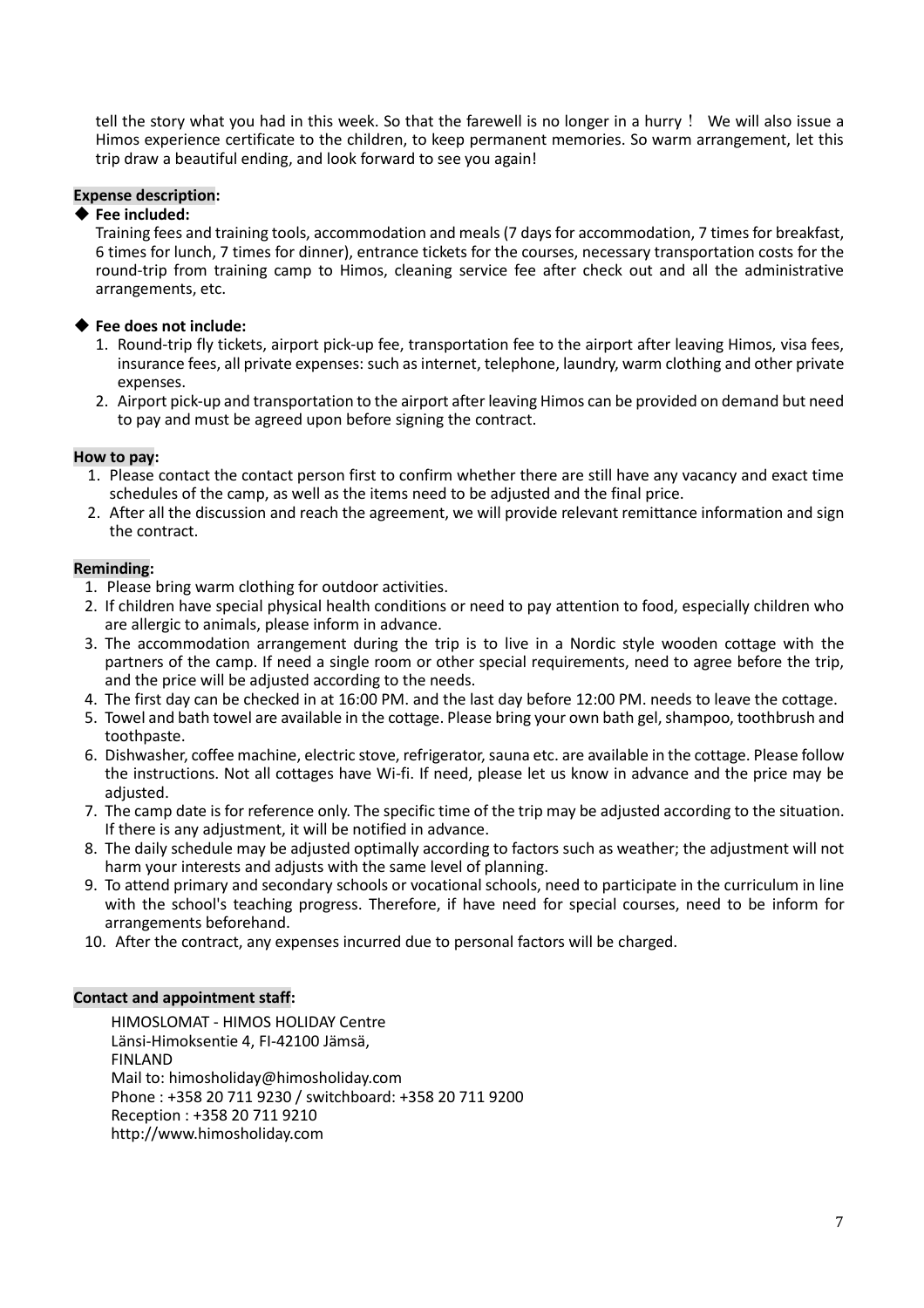tell the story what you had in this week. So that the farewell is no longer in a hurry！ We will also issue a Himos experience certificate to the children, to keep permanent memories. So warm arrangement, let this trip draw a beautiful ending, and look forward to see you again!

**Expense description:**

◆ **Fee included:**

Training fees and training tools, accommodation and meals (7 days for accommodation, 7 times for breakfast, 6 times for lunch, 7 times for dinner), entrance tickets for the courses, necessary transportation costs for the round-trip from training camp to Himos, cleaning service fee after check out and all the administrative arrangements, etc.

◆ **Fee does not include:**

1. Round-trip fly tickets, airport pick-up fee, transportation fee to the airport after leaving Himos, visa fees, insurance fees, all private expenses: such as internet, telephone, laundry, warm clothing and other private expenses.
2. Airport pick-up and transportation to the airport after leaving Himos can be provided on demand but need to pay and must be agreed upon before signing the contract.

**How to pay:**

1. Please contact the contact person first to confirm whether there are still have any vacancy and exact time schedules of the camp, as well as the items need to be adjusted and the final price.
2. After all the discussion and reach the agreement, we will provide relevant remittance information and sign the contract.

**Reminding:**

1. Please bring warm clothing for outdoor activities.
2. If children have special physical health conditions or need to pay attention to food, especially children who are allergic to animals, please inform in advance.
3. The accommodation arrangement during the trip is to live in a Nordic style wooden cottage with the partners of the camp. If need a single room or other special requirements, need to agree before the trip, and the price will be adjusted according to the needs.
4. The first day can be checked in at 16:00 PM. and the last day before 12:00 PM. needs to leave the cottage.
5. Towel and bath towel are available in the cottage. Please bring your own bath gel, shampoo, toothbrush and toothpaste.
6. Dishwasher, coffee machine, electric stove, refrigerator, sauna etc. are available in the cottage. Please follow the instructions. Not all cottages have Wi-fi. If need, please let us know in advance and the price may be adjusted.
7. The camp date is for reference only. The specific time of the trip may be adjusted according to the situation. If there is any adjustment, it will be notified in advance.
8. The daily schedule may be adjusted optimally according to factors such as weather; the adjustment will not harm your interests and adjusts with the same level of planning.
9. To attend primary and secondary schools or vocational schools, need to participate in the curriculum in line with the school's teaching progress. Therefore, if have need for special courses, need to be inform for arrangements beforehand.
10. After the contract, any expenses incurred due to personal factors will be charged.

**Contact and appointment staff:**

HIMOSLOMAT - HIMOS HOLIDAY Centre
Länsi-Himoksentie 4, FI-42100 Jämsä,
FINLAND
Mail to: himosholiday@himosholiday.com
Phone : +358 20 711 9230 / switchboard: +358 20 711 9200
Reception : +358 20 711 9210
http://www.himosholiday.com